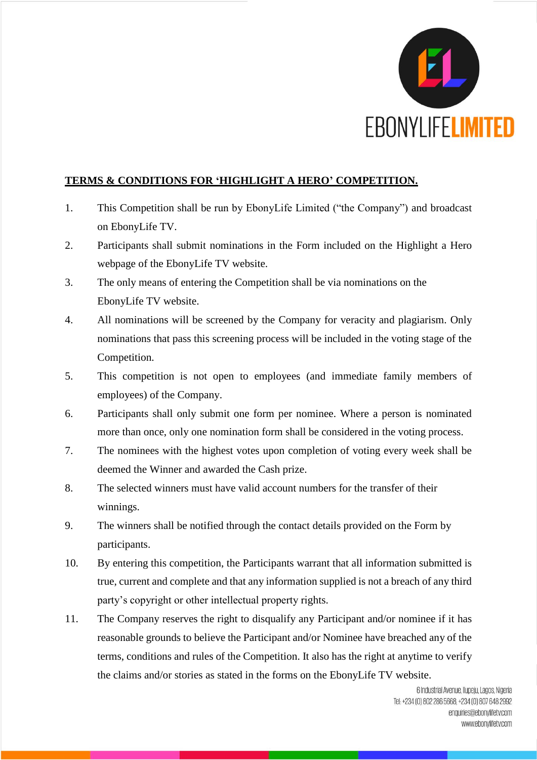## TERMS & CONDITIONS FOR 'HIGHLIGHT A HERO' COMPETITION.

1. This Competition shall be run by EbonyLife Limited ("the Company") and broadcast on EbonyLife TV.
2. Participants shall submit nominations in the Form included on the Highlight a Hero webpage of the EbonyLife TV website.
3. The only means of entering the Competition shall be via nominations on the EbonyLife TV website.
4. All nominations will be screened by the Company for veracity and plagiarism. Only nominations that pass this screening process will be included in the voting stage of the Competition.
5. This competition is not open to employees (and immediate family members of employees) of the Company.
6. Participants shall only submit one form per nominee. Where a person is nominated more than once, only one nomination form shall be considered in the voting process.
7. The nominees with the highest votes upon completion of voting every week shall be deemed the Winner and awarded the Cash prize.
8. The selected winners must have valid account numbers for the transfer of their winnings.
9. The winners shall be notified through the contact details provided on the Form by participants.
10. By entering this competition, the Participants warrant that all information submitted is true, current and complete and that any information supplied is not a breach of any third party's copyright or other intellectual property rights.
11. The Company reserves the right to disqualify any Participant and/or nominee if it has reasonable grounds to believe the Participant and/or Nominee have breached any of the terms, conditions and rules of the Competition. It also has the right at anytime to verify the claims and/or stories as stated in the forms on the EbonyLife TV website.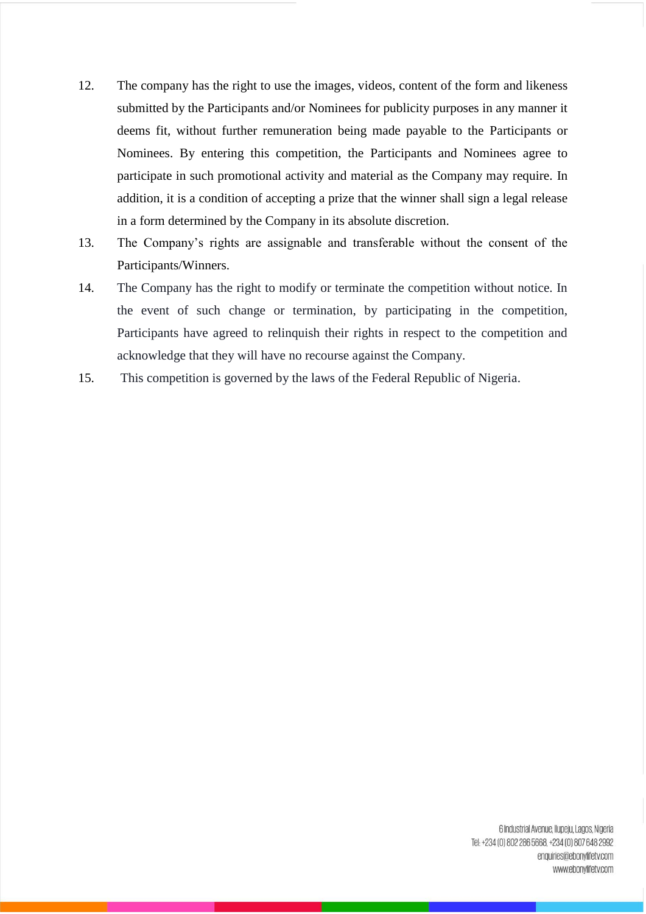12. The company has the right to use the images, videos, content of the form and likeness submitted by the Participants and/or Nominees for publicity purposes in any manner it deems fit, without further remuneration being made payable to the Participants or Nominees. By entering this competition, the Participants and Nominees agree to participate in such promotional activity and material as the Company may require. In addition, it is a condition of accepting a prize that the winner shall sign a legal release in a form determined by the Company in its absolute discretion.
13. The Company's rights are assignable and transferable without the consent of the Participants/Winners.
14. The Company has the right to modify or terminate the competition without notice. In the event of such change or termination, by participating in the competition, Participants have agreed to relinquish their rights in respect to the competition and acknowledge that they will have no recourse against the Company.
15. This competition is governed by the laws of the Federal Republic of Nigeria.

6 Industrial Avenue, Ilupeju, Lagos, Nigeria
Tel: +234 (0) 802 286 5668, +234 (0) 807 648 2992
enquiries@ebonylifetv.com
www.ebonylifetv.com